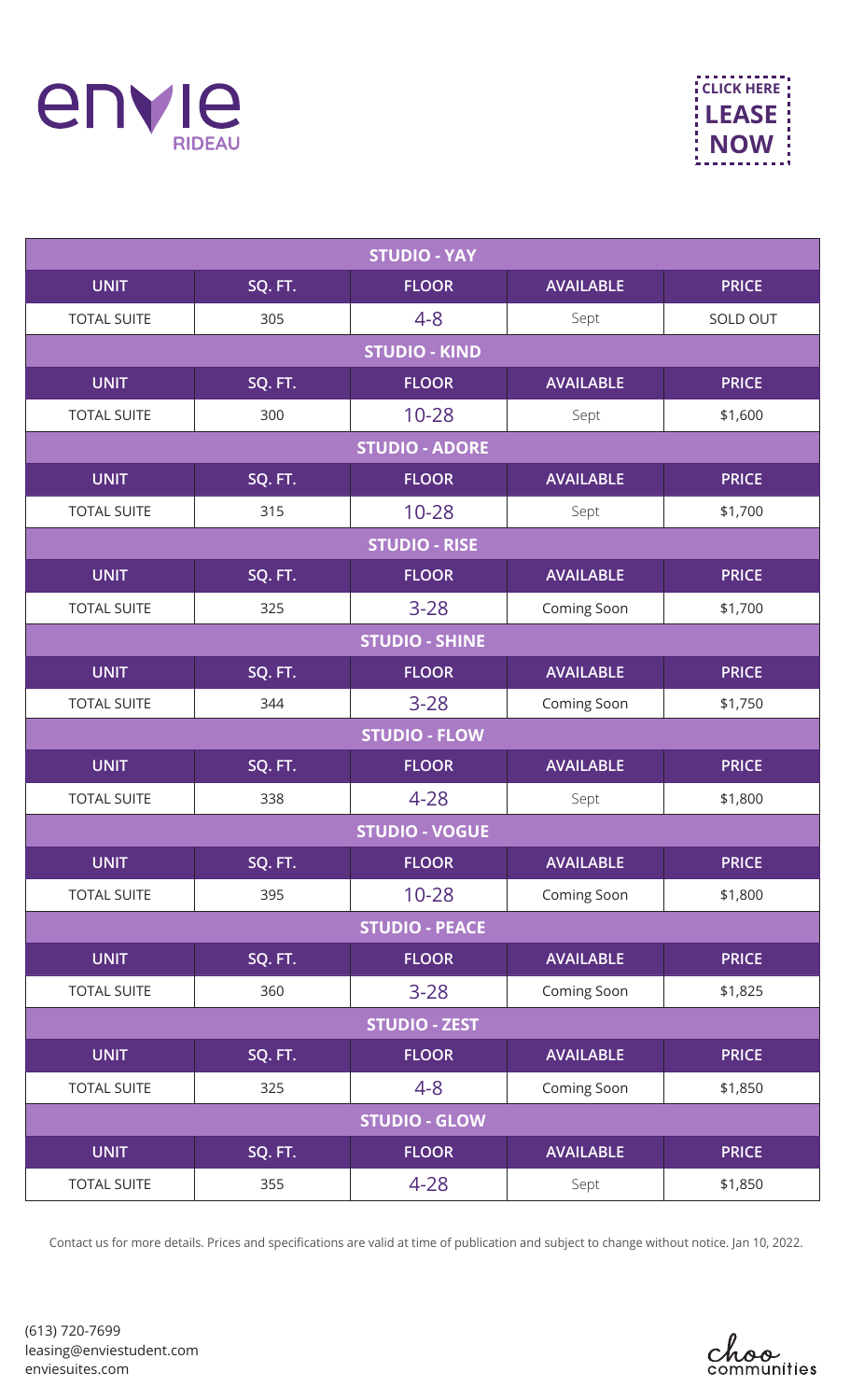# envie RIDEAU

CLICK HERE **LEASE NOW**

| STUDIO - YAY | | | | |
|---|---|---|---|---|
| **UNIT** | **SQ. FT.** | **FLOOR** | **AVAILABLE** | **PRICE** |
| TOTAL SUITE | 305 | 4-8 | Sept | SOLD OUT |

| STUDIO - KIND | | | | |
|---|---|---|---|---|
| **UNIT** | **SQ. FT.** | **FLOOR** | **AVAILABLE** | **PRICE** |
| TOTAL SUITE | 300 | 10-28 | Sept | $1,600 |

| STUDIO - ADORE | | | | |
|---|---|---|---|---|
| **UNIT** | **SQ. FT.** | **FLOOR** | **AVAILABLE** | **PRICE** |
| TOTAL SUITE | 315 | 10-28 | Sept | $1,700 |

| STUDIO - RISE | | | | |
|---|---|---|---|---|
| **UNIT** | **SQ. FT.** | **FLOOR** | **AVAILABLE** | **PRICE** |
| TOTAL SUITE | 325 | 3-28 | Coming Soon | $1,700 |

| STUDIO - SHINE | | | | |
|---|---|---|---|---|
| **UNIT** | **SQ. FT.** | **FLOOR** | **AVAILABLE** | **PRICE** |
| TOTAL SUITE | 344 | 3-28 | Coming Soon | $1,750 |

| STUDIO - FLOW | | | | |
|---|---|---|---|---|
| **UNIT** | **SQ. FT.** | **FLOOR** | **AVAILABLE** | **PRICE** |
| TOTAL SUITE | 338 | 4-28 | Sept | $1,800 |

| STUDIO - VOGUE | | | | |
|---|---|---|---|---|
| **UNIT** | **SQ. FT.** | **FLOOR** | **AVAILABLE** | **PRICE** |
| TOTAL SUITE | 395 | 10-28 | Coming Soon | $1,800 |

| STUDIO - PEACE | | | | |
|---|---|---|---|---|
| **UNIT** | **SQ. FT.** | **FLOOR** | **AVAILABLE** | **PRICE** |
| TOTAL SUITE | 360 | 3-28 | Coming Soon | $1,825 |

| STUDIO - ZEST | | | | |
|---|---|---|---|---|
| **UNIT** | **SQ. FT.** | **FLOOR** | **AVAILABLE** | **PRICE** |
| TOTAL SUITE | 325 | 4-8 | Coming Soon | $1,850 |

| STUDIO - GLOW | | | | |
|---|---|---|---|---|
| **UNIT** | **SQ. FT.** | **FLOOR** | **AVAILABLE** | **PRICE** |
| TOTAL SUITE | 355 | 4-28 | Sept | $1,850 |

Contact us for more details. Prices and specifications are valid at time of publication and subject to change without notice. Jan 10, 2022.

(613) 720-7699
leasing@enviestudent.com
enviesuites.com

choo communities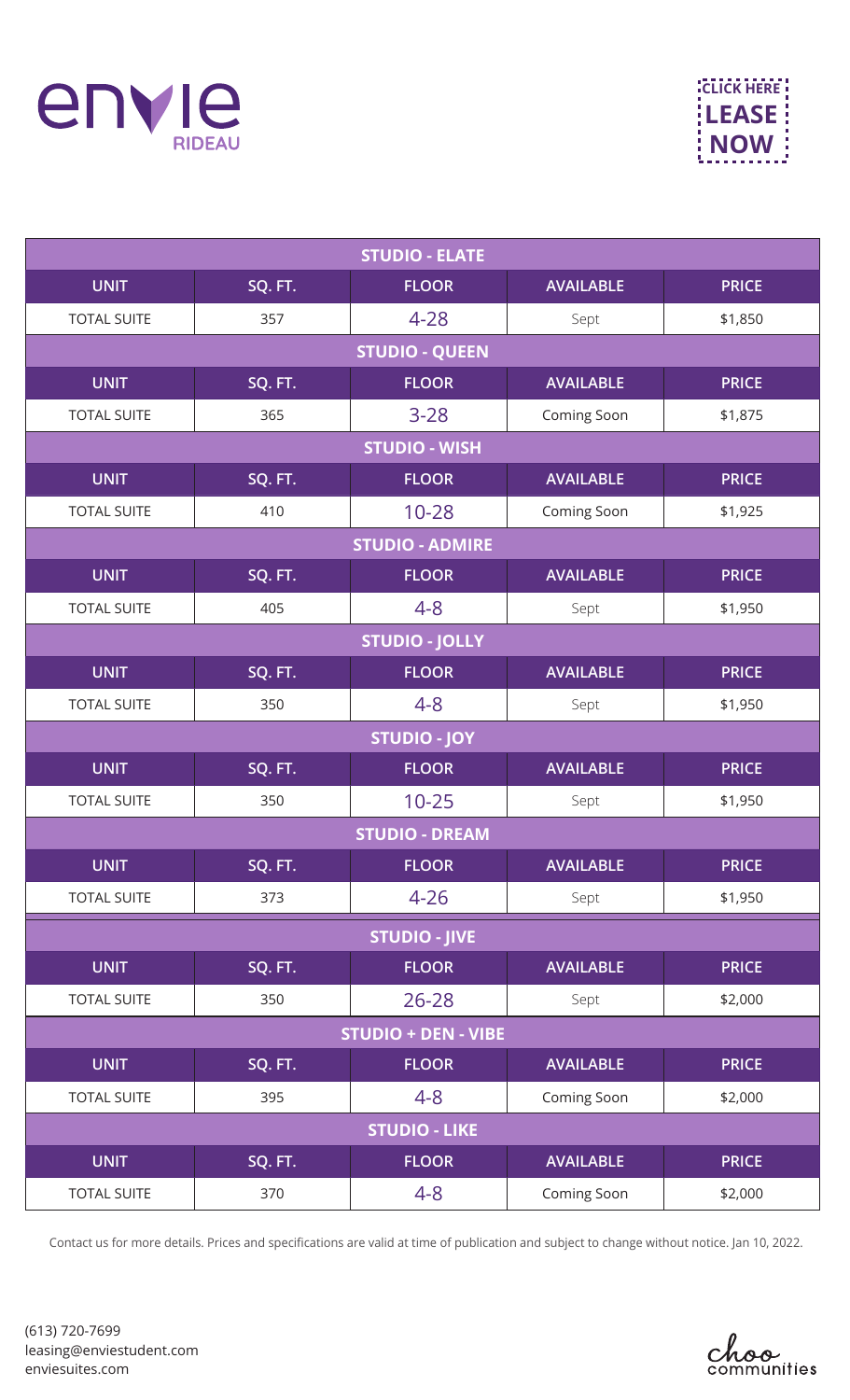envie RIDEAU

CLICK HERE LEASE NOW

| STUDIO - ELATE | | | | |
|---|---|---|---|---|
| UNIT | SQ. FT. | FLOOR | AVAILABLE | PRICE |
| TOTAL SUITE | 357 | 4-28 | Sept | $1,850 |
| **STUDIO - QUEEN** | | | | |
| UNIT | SQ. FT. | FLOOR | AVAILABLE | PRICE |
| TOTAL SUITE | 365 | 3-28 | Coming Soon | $1,875 |
| **STUDIO - WISH** | | | | |
| UNIT | SQ. FT. | FLOOR | AVAILABLE | PRICE |
| TOTAL SUITE | 410 | 10-28 | Coming Soon | $1,925 |
| **STUDIO - ADMIRE** | | | | |
| UNIT | SQ. FT. | FLOOR | AVAILABLE | PRICE |
| TOTAL SUITE | 405 | 4-8 | Sept | $1,950 |
| **STUDIO - JOLLY** | | | | |
| UNIT | SQ. FT. | FLOOR | AVAILABLE | PRICE |
| TOTAL SUITE | 350 | 4-8 | Sept | $1,950 |
| **STUDIO - JOY** | | | | |
| UNIT | SQ. FT. | FLOOR | AVAILABLE | PRICE |
| TOTAL SUITE | 350 | 10-25 | Sept | $1,950 |
| **STUDIO - DREAM** | | | | |
| UNIT | SQ. FT. | FLOOR | AVAILABLE | PRICE |
| TOTAL SUITE | 373 | 4-26 | Sept | $1,950 |
| **STUDIO - JIVE** | | | | |
| UNIT | SQ. FT. | FLOOR | AVAILABLE | PRICE |
| TOTAL SUITE | 350 | 26-28 | Sept | $2,000 |
| **STUDIO + DEN - VIBE** | | | | |
| UNIT | SQ. FT. | FLOOR | AVAILABLE | PRICE |
| TOTAL SUITE | 395 | 4-8 | Coming Soon | $2,000 |
| **STUDIO - LIKE** | | | | |
| UNIT | SQ. FT. | FLOOR | AVAILABLE | PRICE |
| TOTAL SUITE | 370 | 4-8 | Coming Soon | $2,000 |

Contact us for more details. Prices and specifications are valid at time of publication and subject to change without notice. Jan 10, 2022.

(613) 720-7699
leasing@enviestudent.com
enviesuites.com

choo communities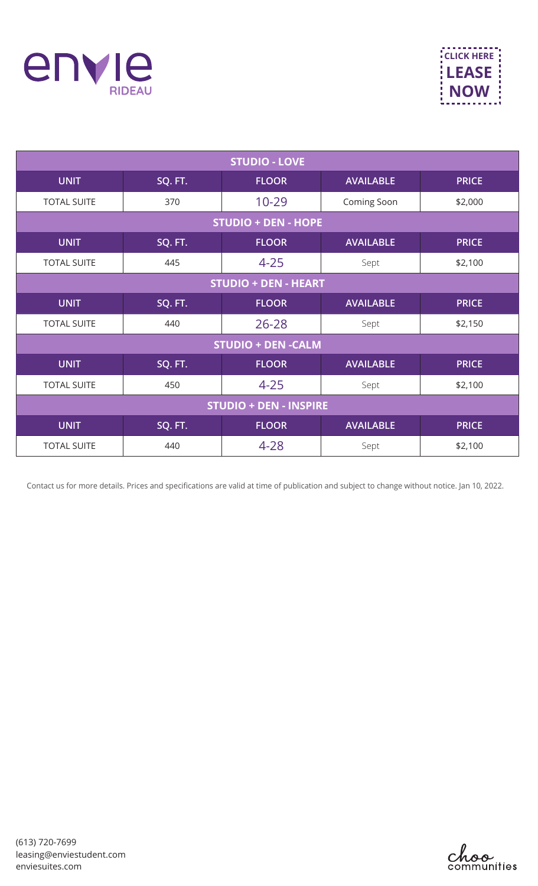# envie RIDEAU

**CLICK HERE LEASE NOW**

| STUDIO - LOVE | | | | |
|---|---|---|---|---|
| **UNIT** | **SQ. FT.** | **FLOOR** | **AVAILABLE** | **PRICE** |
| TOTAL SUITE | 370 | 10-29 | Coming Soon | $2,000 |
| **STUDIO + DEN - HOPE** | | | | |
| **UNIT** | **SQ. FT.** | **FLOOR** | **AVAILABLE** | **PRICE** |
| TOTAL SUITE | 445 | 4-25 | Sept | $2,100 |
| **STUDIO + DEN - HEART** | | | | |
| **UNIT** | **SQ. FT.** | **FLOOR** | **AVAILABLE** | **PRICE** |
| TOTAL SUITE | 440 | 26-28 | Sept | $2,150 |
| **STUDIO + DEN -CALM** | | | | |
| **UNIT** | **SQ. FT.** | **FLOOR** | **AVAILABLE** | **PRICE** |
| TOTAL SUITE | 450 | 4-25 | Sept | $2,100 |
| **STUDIO + DEN - INSPIRE** | | | | |
| **UNIT** | **SQ. FT.** | **FLOOR** | **AVAILABLE** | **PRICE** |
| TOTAL SUITE | 440 | 4-28 | Sept | $2,100 |

Contact us for more details. Prices and specifications are valid at time of publication and subject to change without notice. Jan 10, 2022.

(613) 720-7699
leasing@enviestudent.com
enviesuites.com

choo communities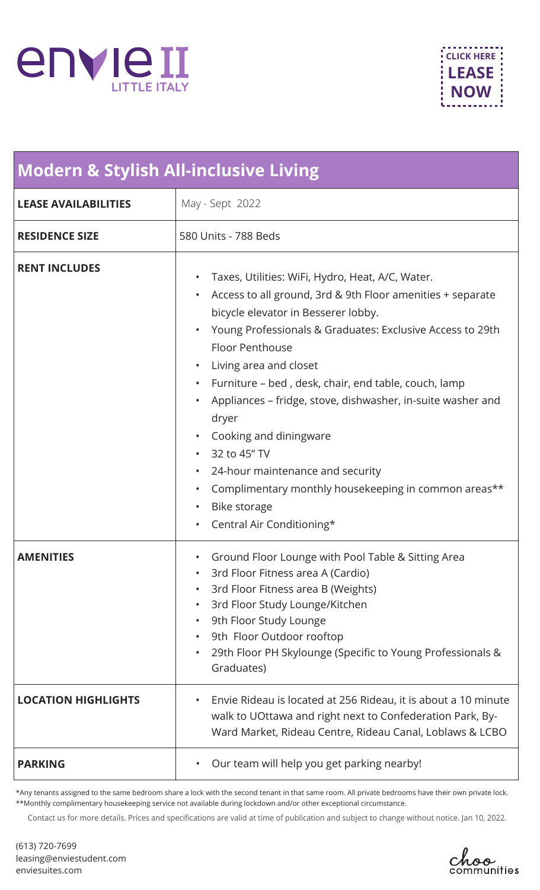# envie II LITTLE ITALY

CLICK HERE LEASE NOW

## Modern & Stylish All-inclusive Living

| | |
|---|---|
| **LEASE AVAILABILITIES** | May - Sept 2022 |
| **RESIDENCE SIZE** | 580 Units - 788 Beds |
| **RENT INCLUDES** | • Taxes, Utilities: WiFi, Hydro, Heat, A/C, Water.<br>• Access to all ground, 3rd & 9th Floor amenities + separate bicycle elevator in Besserer lobby.<br>• Young Professionals & Graduates: Exclusive Access to 29th Floor Penthouse<br>• Living area and closet<br>• Furniture – bed , desk, chair, end table, couch, lamp<br>• Appliances – fridge, stove, dishwasher, in-suite washer and dryer<br>• Cooking and diningware<br>• 32 to 45" TV<br>• 24-hour maintenance and security<br>• Complimentary monthly housekeeping in common areas**<br>• Bike storage<br>• Central Air Conditioning* |
| **AMENITIES** | • Ground Floor Lounge with Pool Table & Sitting Area<br>• 3rd Floor Fitness area A (Cardio)<br>• 3rd Floor Fitness area B (Weights)<br>• 3rd Floor Study Lounge/Kitchen<br>• 9th Floor Study Lounge<br>• 9th Floor Outdoor rooftop<br>• 29th Floor PH Skylounge (Specific to Young Professionals & Graduates) |
| **LOCATION HIGHLIGHTS** | • Envie Rideau is located at 256 Rideau, it is about a 10 minute walk to UOttawa and right next to Confederation Park, By-Ward Market, Rideau Centre, Rideau Canal, Loblaws & LCBO |
| **PARKING** | • Our team will help you get parking nearby! |

*Any tenants assigned to the same bedroom share a lock with the second tenant in that same room. All private bedrooms have their own private lock.
**Monthly complimentary housekeeping service not available during lockdown and/or other exceptional circumstance.

Contact us for more details. Prices and specifications are valid at time of publication and subject to change without notice. Jan 10, 2022.

(613) 720-7699
leasing@enviestudent.com
enviesuites.com

choo communities